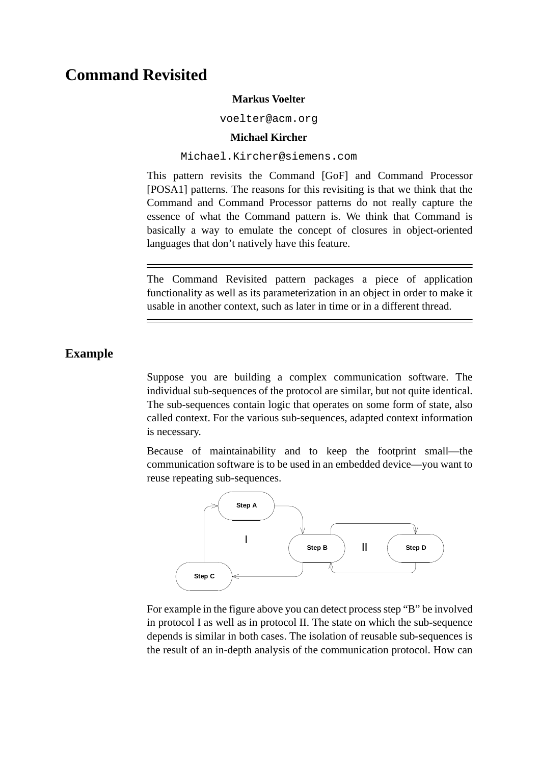# Command Revisited

**Markus Voelter**

voelter@acm.org

**Michael Kircher**

Michael.Kircher@siemens.com

This pattern revisits the Command [GoF] and Command Processor [POSA1] patterns. The reasons for this revisiting is that we think that the Command and Command Processor patterns do not really capture the essence of what the Command pattern is. We think that Command is basically a way to emulate the concept of closures in object-oriented languages that don't natively have this feature.

---

The Command Revisited pattern packages a piece of application functionality as well as its parameterization in an object in order to make it usable in another context, such as later in time or in a different thread.

---

## Example

Suppose you are building a complex communication software. The individual sub-sequences of the protocol are similar, but not quite identical. The sub-sequences contain logic that operates on some form of state, also called context. For the various sub-sequences, adapted context information is necessary.

Because of maintainability and to keep the footprint small—the communication software is to be used in an embedded device—you want to reuse repeating sub-sequences.

For example in the figure above you can detect process step "B" be involved in protocol I as well as in protocol II. The state on which the sub-sequence depends is similar in both cases. The isolation of reusable sub-sequences is the result of an in-depth analysis of the communication protocol. How can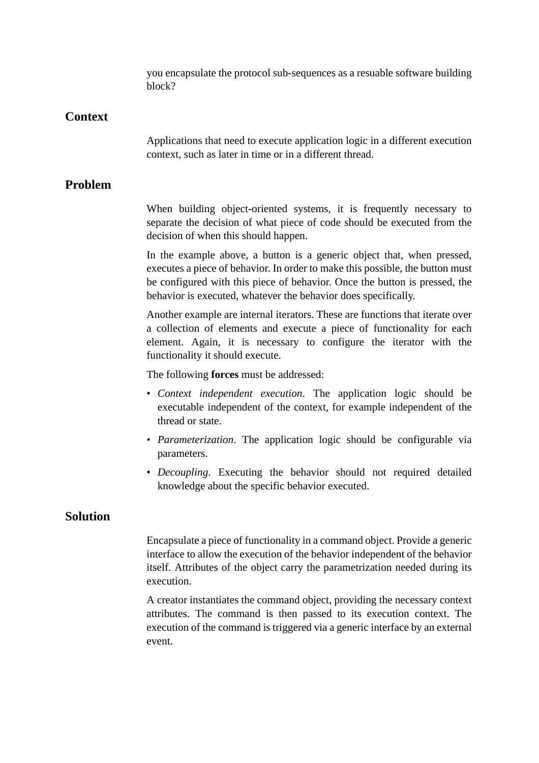you encapsulate the protocol sub-sequences as a resuable software building block?

## Context

Applications that need to execute application logic in a different execution context, such as later in time or in a different thread.

## Problem

When building object-oriented systems, it is frequently necessary to separate the decision of what piece of code should be executed from the decision of when this should happen.

In the example above, a button is a generic object that, when pressed, executes a piece of behavior. In order to make this possible, the button must be configured with this piece of behavior. Once the button is pressed, the behavior is executed, whatever the behavior does specifically.

Another example are internal iterators. These are functions that iterate over a collection of elements and execute a piece of functionality for each element. Again, it is necessary to configure the iterator with the functionality it should execute.

The following **forces** must be addressed:

- *Context independent execution*. The application logic should be executable independent of the context, for example independent of the thread or state.
- *Parameterization*. The application logic should be configurable via parameters.
- *Decoupling*. Executing the behavior should not required detailed knowledge about the specific behavior executed.

## Solution

Encapsulate a piece of functionality in a command object. Provide a generic interface to allow the execution of the behavior independent of the behavior itself. Attributes of the object carry the parametrization needed during its execution.

A creator instantiates the command object, providing the necessary context attributes. The command is then passed to its execution context. The execution of the command is triggered via a generic interface by an external event.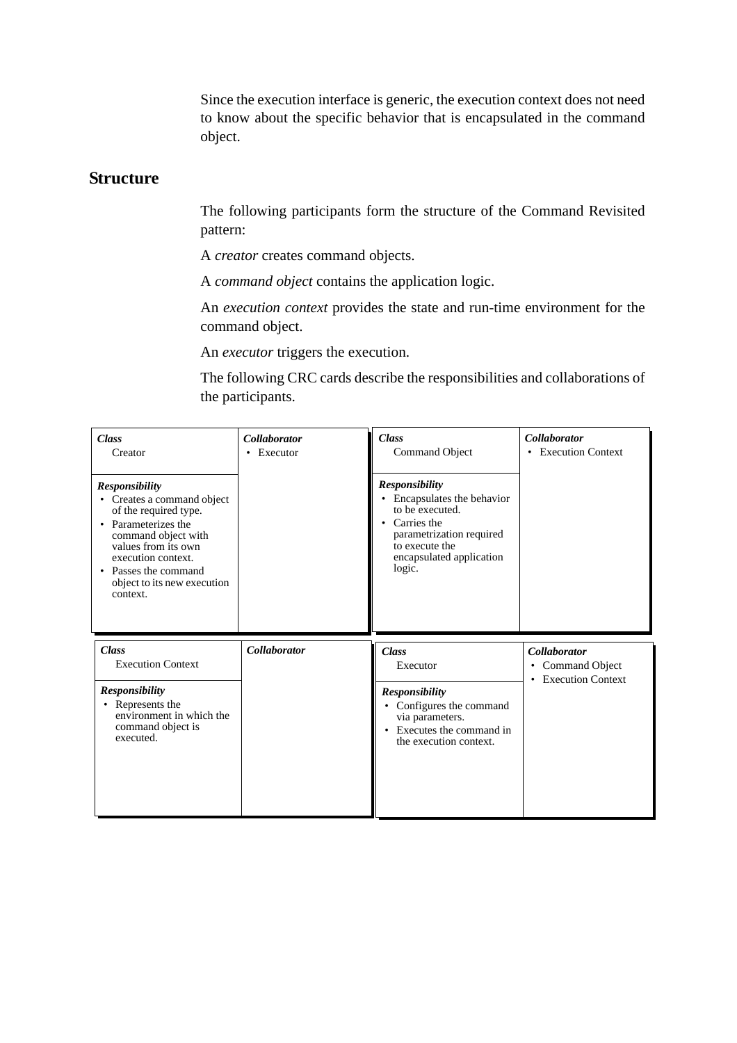Since the execution interface is generic, the execution context does not need to know about the specific behavior that is encapsulated in the command object.

## Structure

The following participants form the structure of the Command Revisited pattern:

A *creator* creates command objects.

A *command object* contains the application logic.

An *execution context* provides the state and run-time environment for the command object.

An *executor* triggers the execution.

The following CRC cards describe the responsibilities and collaborations of the participants.

| ***Class*** Creator | ***Collaborator*** |
|---|---|
| ***Responsibility***<br>• Creates a command object of the required type.<br>• Parameterizes the command object with values from its own execution context.<br>• Passes the command object to its new execution context. | • Executor |

| ***Class*** Command Object | ***Collaborator*** |
|---|---|
| ***Responsibility***<br>• Encapsulates the behavior to be executed.<br>• Carries the parametrization required to execute the encapsulated application logic. | • Execution Context |

| ***Class*** Execution Context | ***Collaborator*** |
|---|---|
| ***Responsibility***<br>• Represents the environment in which the command object is executed. | |

| ***Class*** Executor | ***Collaborator*** |
|---|---|
| ***Responsibility***<br>• Configures the command via parameters.<br>• Executes the command in the execution context. | • Command Object<br>• Execution Context |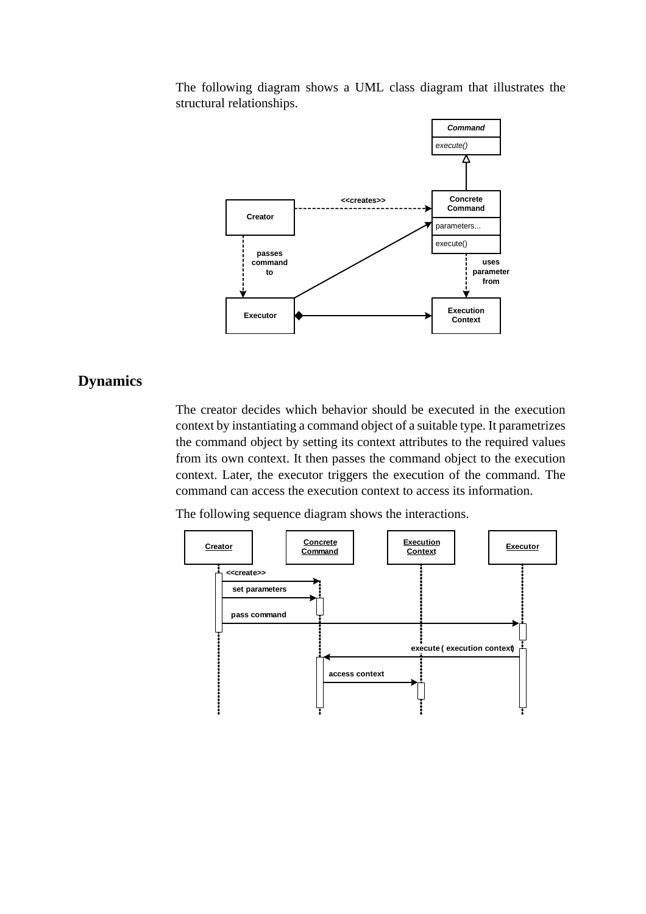The following diagram shows a UML class diagram that illustrates the structural relationships.

## Dynamics

The creator decides which behavior should be executed in the execution context by instantiating a command object of a suitable type. It parametrizes the command object by setting its context attributes to the required values from its own context. It then passes the command object to the execution context. Later, the executor triggers the execution of the command. The command can access the execution context to access its information.

The following sequence diagram shows the interactions.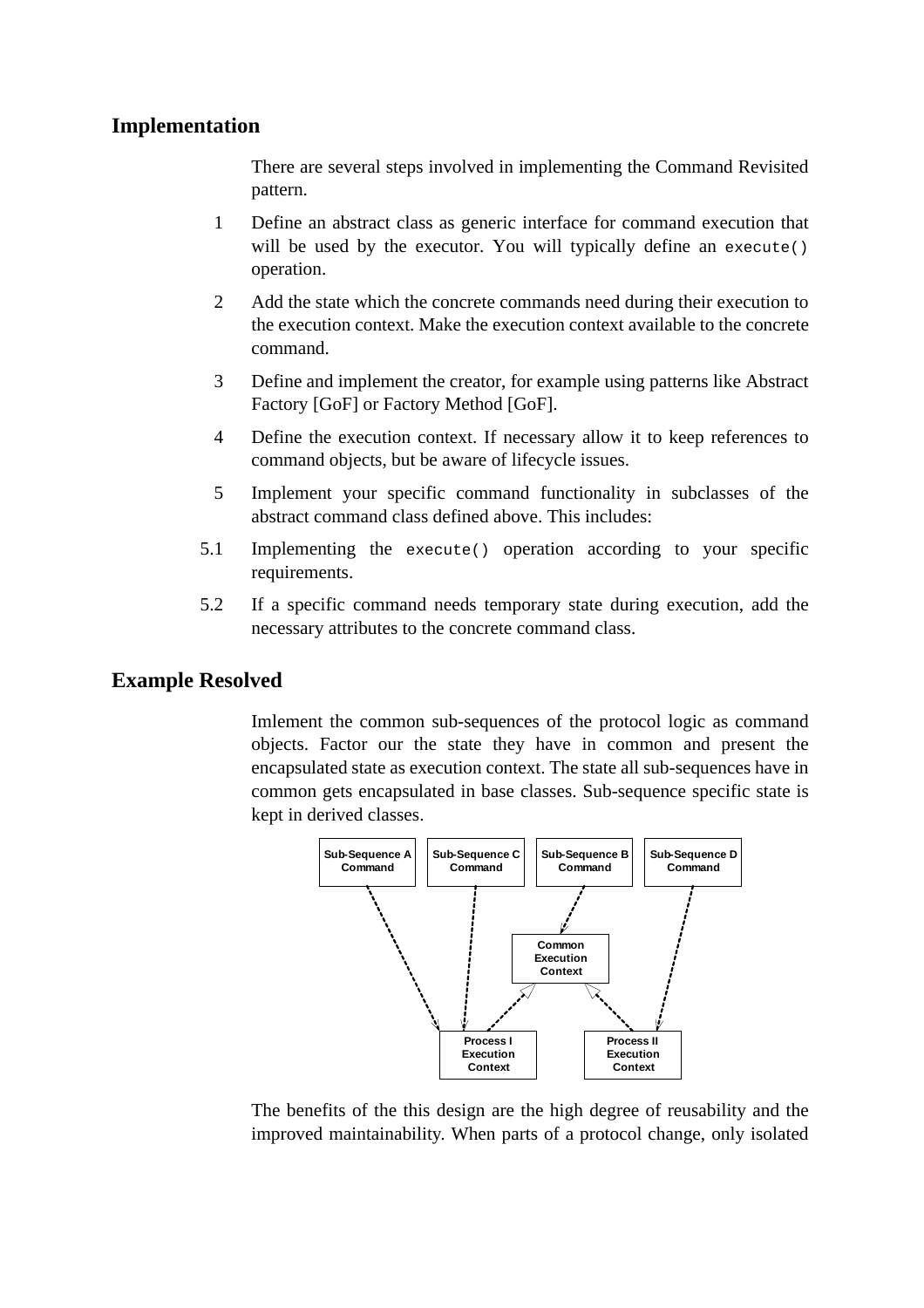## Implementation

There are several steps involved in implementing the Command Revisited pattern.

1 Define an abstract class as generic interface for command execution that will be used by the executor. You will typically define an `execute()` operation.

2 Add the state which the concrete commands need during their execution to the execution context. Make the execution context available to the concrete command.

3 Define and implement the creator, for example using patterns like Abstract Factory [GoF] or Factory Method [GoF].

4 Define the execution context. If necessary allow it to keep references to command objects, but be aware of lifecycle issues.

5 Implement your specific command functionality in subclasses of the abstract command class defined above. This includes:

5.1 Implementing the `execute()` operation according to your specific requirements.

5.2 If a specific command needs temporary state during execution, add the necessary attributes to the concrete command class.

## Example Resolved

Imlement the common sub-sequences of the protocol logic as command objects. Factor our the state they have in common and present the encapsulated state as execution context. The state all sub-sequences have in common gets encapsulated in base classes. Sub-sequence specific state is kept in derived classes.

The benefits of the this design are the high degree of reusability and the improved maintainability. When parts of a protocol change, only isolated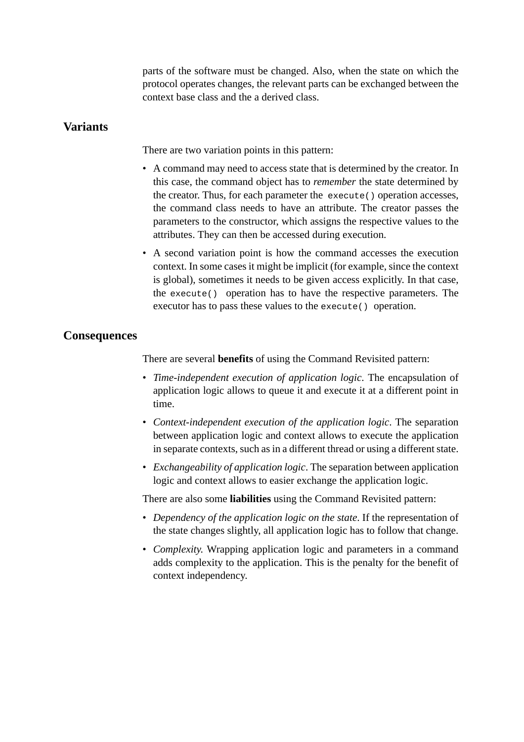parts of the software must be changed. Also, when the state on which the protocol operates changes, the relevant parts can be exchanged between the context base class and the a derived class.

## Variants

There are two variation points in this pattern:

- A command may need to access state that is determined by the creator. In this case, the command object has to *remember* the state determined by the creator. Thus, for each parameter the `execute()` operation accesses, the command class needs to have an attribute. The creator passes the parameters to the constructor, which assigns the respective values to the attributes. They can then be accessed during execution.
- A second variation point is how the command accesses the execution context. In some cases it might be implicit (for example, since the context is global), sometimes it needs to be given access explicitly. In that case, the `execute()` operation has to have the respective parameters. The executor has to pass these values to the `execute()` operation.

## Consequences

There are several **benefits** of using the Command Revisited pattern:

- *Time-independent execution of application logic.* The encapsulation of application logic allows to queue it and execute it at a different point in time.
- *Context-independent execution of the application logic*. The separation between application logic and context allows to execute the application in separate contexts, such as in a different thread or using a different state.
- *Exchangeability of application logic*. The separation between application logic and context allows to easier exchange the application logic.

There are also some **liabilities** using the Command Revisited pattern:

- *Dependency of the application logic on the state*. If the representation of the state changes slightly, all application logic has to follow that change.
- *Complexity.* Wrapping application logic and parameters in a command adds complexity to the application. This is the penalty for the benefit of context independency.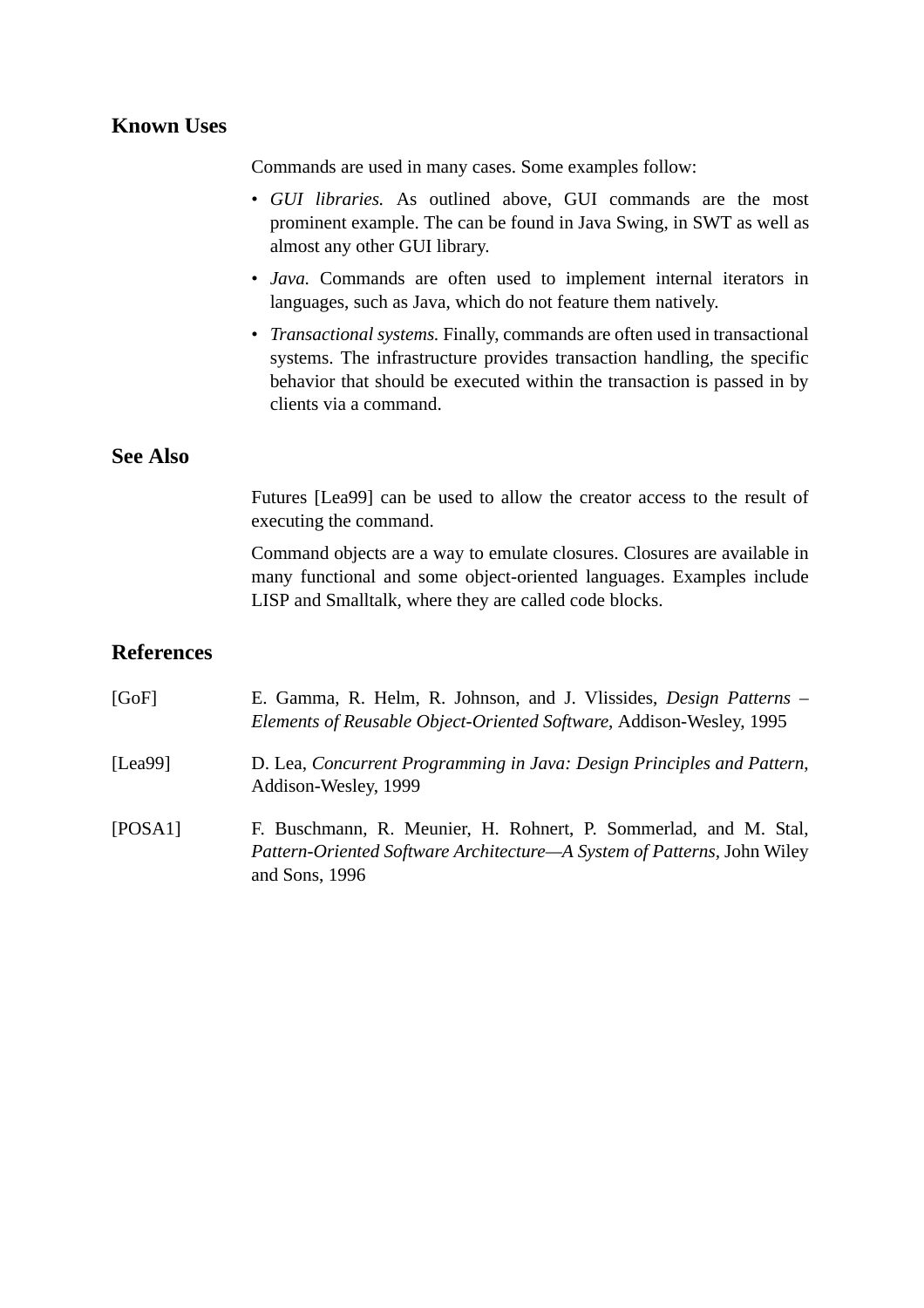## Known Uses

Commands are used in many cases. Some examples follow:

- *GUI libraries.* As outlined above, GUI commands are the most prominent example. The can be found in Java Swing, in SWT as well as almost any other GUI library.
- *Java.* Commands are often used to implement internal iterators in languages, such as Java, which do not feature them natively.
- *Transactional systems.* Finally, commands are often used in transactional systems. The infrastructure provides transaction handling, the specific behavior that should be executed within the transaction is passed in by clients via a command.

## See Also

Futures [Lea99] can be used to allow the creator access to the result of executing the command.

Command objects are a way to emulate closures. Closures are available in many functional and some object-oriented languages. Examples include LISP and Smalltalk, where they are called code blocks.

## References

[GoF] E. Gamma, R. Helm, R. Johnson, and J. Vlissides, *Design Patterns – Elements of Reusable Object-Oriented Software*, Addison-Wesley, 1995

[Lea99] D. Lea, *Concurrent Programming in Java: Design Principles and Pattern*, Addison-Wesley, 1999

[POSA1] F. Buschmann, R. Meunier, H. Rohnert, P. Sommerlad, and M. Stal, *Pattern-Oriented Software Architecture—A System of Patterns*, John Wiley and Sons, 1996